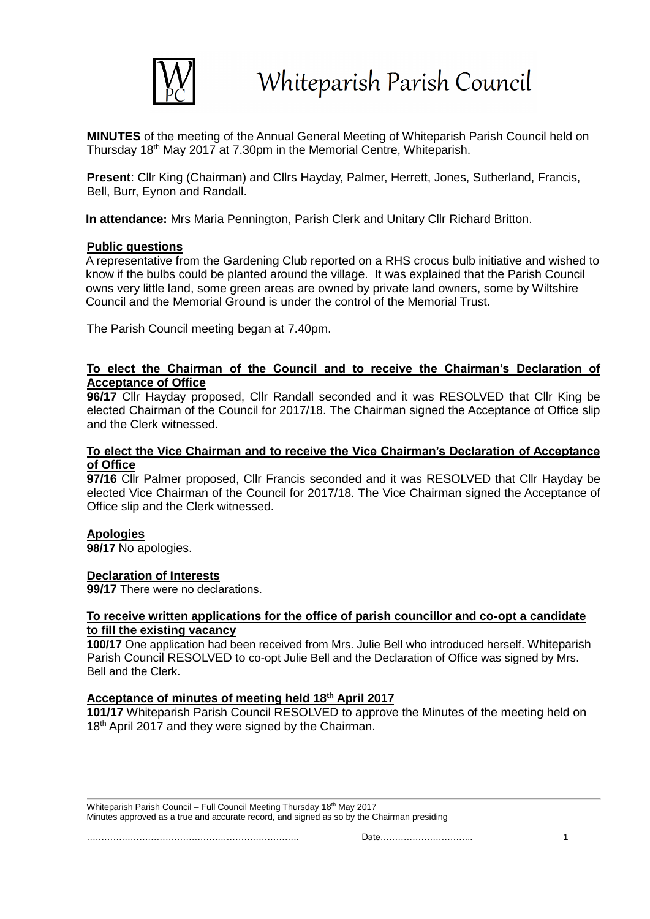# Whiteparish Parish Council

**MINUTES** of the meeting of the Annual General Meeting of Whiteparish Parish Council held on Thursday 18th May 2017 at 7.30pm in the Memorial Centre, Whiteparish.

**Present**: Cllr King (Chairman) and Cllrs Hayday, Palmer, Herrett, Jones, Sutherland, Francis, Bell, Burr, Eynon and Randall.

**In attendance:** Mrs Maria Pennington, Parish Clerk and Unitary Cllr Richard Britton.

**Public questions**

A representative from the Gardening Club reported on a RHS crocus bulb initiative and wished to know if the bulbs could be planted around the village. It was explained that the Parish Council owns very little land, some green areas are owned by private land owners, some by Wiltshire Council and the Memorial Ground is under the control of the Memorial Trust.

The Parish Council meeting began at 7.40pm.

**To elect the Chairman of the Council and to receive the Chairman's Declaration of Acceptance of Office**

**96/17** Cllr Hayday proposed, Cllr Randall seconded and it was RESOLVED that Cllr King be elected Chairman of the Council for 2017/18. The Chairman signed the Acceptance of Office slip and the Clerk witnessed.

**To elect the Vice Chairman and to receive the Vice Chairman's Declaration of Acceptance of Office**

**97/16** Cllr Palmer proposed, Cllr Francis seconded and it was RESOLVED that Cllr Hayday be elected Vice Chairman of the Council for 2017/18. The Vice Chairman signed the Acceptance of Office slip and the Clerk witnessed.

**Apologies**

**98/17** No apologies.

**Declaration of Interests**

**99/17** There were no declarations.

**To receive written applications for the office of parish councillor and co-opt a candidate to fill the existing vacancy**

**100/17** One application had been received from Mrs. Julie Bell who introduced herself. Whiteparish Parish Council RESOLVED to co-opt Julie Bell and the Declaration of Office was signed by Mrs. Bell and the Clerk.

**Acceptance of minutes of meeting held 18th April 2017**

**101/17** Whiteparish Parish Council RESOLVED to approve the Minutes of the meeting held on 18th April 2017 and they were signed by the Chairman.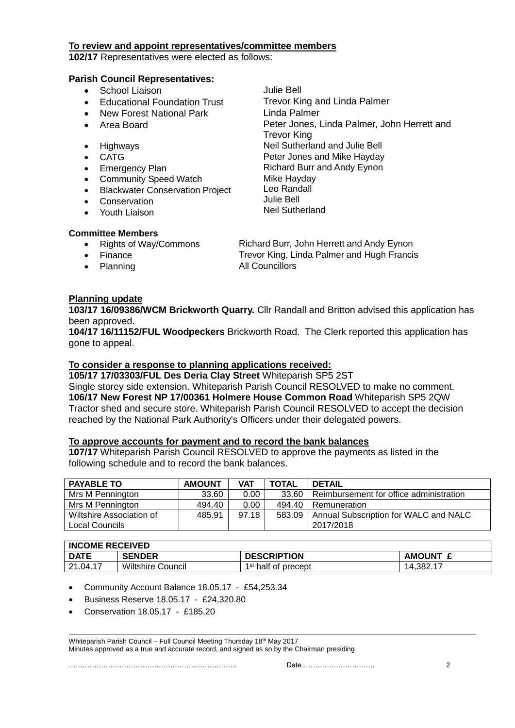**To review and appoint representatives/committee members**

**102/17** Representatives were elected as follows:

**Parish Council Representatives:**

- School Liaison — Julie Bell
- Educational Foundation Trust — Trevor King and Linda Palmer
- New Forest National Park — Linda Palmer
- Area Board — Peter Jones, Linda Palmer, John Herrett and Trevor King
- Highways — Neil Sutherland and Julie Bell
- CATG — Peter Jones and Mike Hayday
- Emergency Plan — Richard Burr and Andy Eynon
- Community Speed Watch — Mike Hayday
- Blackwater Conservation Project — Leo Randall
- Conservation — Julie Bell
- Youth Liaison — Neil Sutherland

**Committee Members**

- Rights of Way/Commons — Richard Burr, John Herrett and Andy Eynon
- Finance — Trevor King, Linda Palmer and Hugh Francis
- Planning — All Councillors

**Planning update**

**103/17 16/09386/WCM Brickworth Quarry.** Cllr Randall and Britton advised this application has been approved.

**104/17 16/11152/FUL Woodpeckers** Brickworth Road. The Clerk reported this application has gone to appeal.

**To consider a response to planning applications received:**

**105/17 17/03303/FUL Des Deria Clay Street** Whiteparish SP5 2ST
Single storey side extension. Whiteparish Parish Council RESOLVED to make no comment.

**106/17 New Forest NP 17/00361 Holmere House Common Road** Whiteparish SP5 2QW
Tractor shed and secure store. Whiteparish Parish Council RESOLVED to accept the decision reached by the National Park Authority's Officers under their delegated powers.

**To approve accounts for payment and to record the bank balances**

**107/17** Whiteparish Parish Council RESOLVED to approve the payments as listed in the following schedule and to record the bank balances.

| PAYABLE TO | AMOUNT | VAT | TOTAL | DETAIL |
|---|---|---|---|---|
| Mrs M Pennington | 33.60 | 0.00 | 33.60 | Reimbursement for office administration |
| Mrs M Pennington | 494.40 | 0.00 | 494.40 | Remuneration |
| Wiltshire Association of Local Councils | 485.91 | 97.18 | 583.09 | Annual Subscription for WALC and NALC 2017/2018 |

| INCOME RECEIVED | | | |
|---|---|---|---|
| **DATE** | **SENDER** | **DESCRIPTION** | **AMOUNT £** |
| 21.04.17 | Wiltshire Council | 1st half of precept | 14,382.17 |

- Community Account Balance 18.05.17 - £54,253.34
- Business Reserve 18.05.17 - £24,320.80
- Conservation 18.05.17 - £185.20

Whiteparish Parish Council – Full Council Meeting Thursday 18th May 2017
Minutes approved as a true and accurate record, and signed as so by the Chairman presiding

………………………………………………………………. Date…………………………..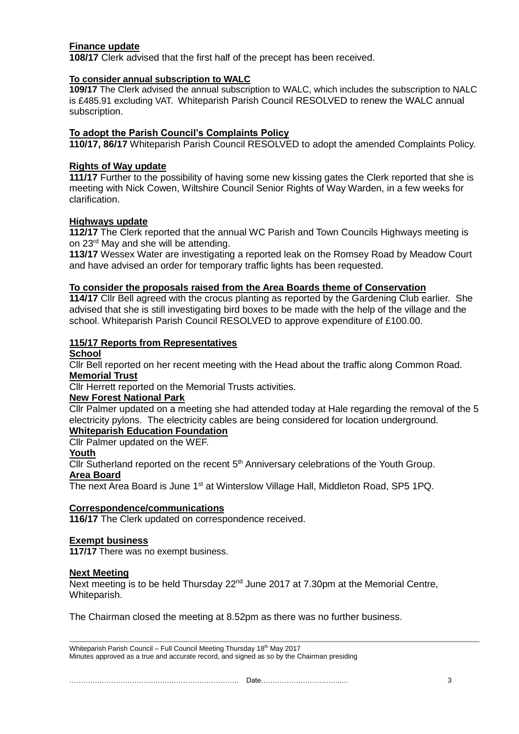**Finance update**

**108/17** Clerk advised that the first half of the precept has been received.

**To consider annual subscription to WALC**

**109/17** The Clerk advised the annual subscription to WALC, which includes the subscription to NALC is £485.91 excluding VAT. Whiteparish Parish Council RESOLVED to renew the WALC annual subscription.

**To adopt the Parish Council's Complaints Policy**

**110/17, 86/17** Whiteparish Parish Council RESOLVED to adopt the amended Complaints Policy.

**Rights of Way update**

**111/17** Further to the possibility of having some new kissing gates the Clerk reported that she is meeting with Nick Cowen, Wiltshire Council Senior Rights of Way Warden, in a few weeks for clarification.

**Highways update**

**112/17** The Clerk reported that the annual WC Parish and Town Councils Highways meeting is on 23rd May and she will be attending.

**113/17** Wessex Water are investigating a reported leak on the Romsey Road by Meadow Court and have advised an order for temporary traffic lights has been requested.

**To consider the proposals raised from the Area Boards theme of Conservation**

**114/17** Cllr Bell agreed with the crocus planting as reported by the Gardening Club earlier. She advised that she is still investigating bird boxes to be made with the help of the village and the school. Whiteparish Parish Council RESOLVED to approve expenditure of £100.00.

**115/17 Reports from Representatives**

**School**

Cllr Bell reported on her recent meeting with the Head about the traffic along Common Road.

**Memorial Trust**

Cllr Herrett reported on the Memorial Trusts activities.

**New Forest National Park**

Cllr Palmer updated on a meeting she had attended today at Hale regarding the removal of the 5 electricity pylons. The electricity cables are being considered for location underground.

**Whiteparish Education Foundation**

Cllr Palmer updated on the WEF.

**Youth**

Cllr Sutherland reported on the recent 5th Anniversary celebrations of the Youth Group.

**Area Board**

The next Area Board is June 1st at Winterslow Village Hall, Middleton Road, SP5 1PQ.

**Correspondence/communications**

**116/17** The Clerk updated on correspondence received.

**Exempt business**

**117/17** There was no exempt business.

**Next Meeting**

Next meeting is to be held Thursday 22nd June 2017 at 7.30pm at the Memorial Centre, Whiteparish.

The Chairman closed the meeting at 8.52pm as there was no further business.

Whiteparish Parish Council – Full Council Meeting Thursday 18th May 2017
Minutes approved as a true and accurate record, and signed as so by the Chairman presiding

……………………………………………………………… Date………………………………